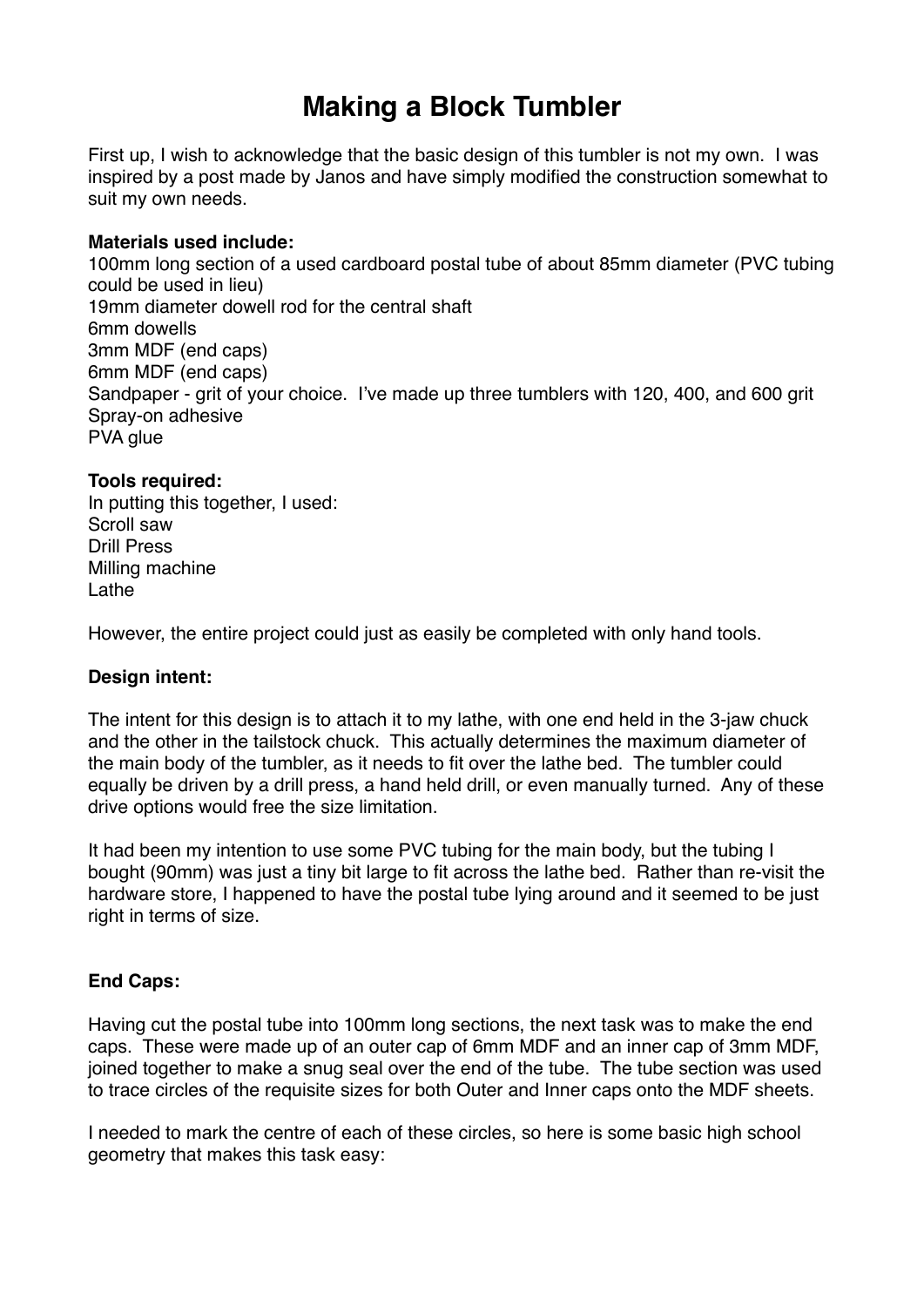# Making a Block Tumbler

First up, I wish to acknowledge that the basic design of this tumbler is not my own. I was inspired by a post made by Janos and have simply modified the construction somewhat to suit my own needs.

**Materials used include:**
100mm long section of a used cardboard postal tube of about 85mm diameter (PVC tubing could be used in lieu)
19mm diameter dowell rod for the central shaft
6mm dowells
3mm MDF (end caps)
6mm MDF (end caps)
Sandpaper - grit of your choice. I've made up three tumblers with 120, 400, and 600 grit
Spray-on adhesive
PVA glue

**Tools required:**
In putting this together, I used:
Scroll saw
Drill Press
Milling machine
Lathe

However, the entire project could just as easily be completed with only hand tools.

**Design intent:**

The intent for this design is to attach it to my lathe, with one end held in the 3-jaw chuck and the other in the tailstock chuck. This actually determines the maximum diameter of the main body of the tumbler, as it needs to fit over the lathe bed. The tumbler could equally be driven by a drill press, a hand held drill, or even manually turned. Any of these drive options would free the size limitation.

It had been my intention to use some PVC tubing for the main body, but the tubing I bought (90mm) was just a tiny bit large to fit across the lathe bed. Rather than re-visit the hardware store, I happened to have the postal tube lying around and it seemed to be just right in terms of size.

**End Caps:**

Having cut the postal tube into 100mm long sections, the next task was to make the end caps. These were made up of an outer cap of 6mm MDF and an inner cap of 3mm MDF, joined together to make a snug seal over the end of the tube. The tube section was used to trace circles of the requisite sizes for both Outer and Inner caps onto the MDF sheets.

I needed to mark the centre of each of these circles, so here is some basic high school geometry that makes this task easy: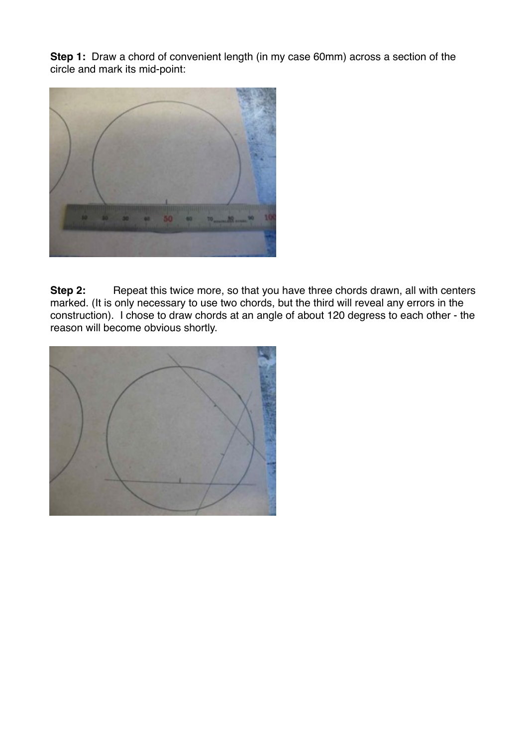**Step 1:** Draw a chord of convenient length (in my case 60mm) across a section of the circle and mark its mid-point:

**Step 2:** Repeat this twice more, so that you have three chords drawn, all with centers marked. (It is only necessary to use two chords, but the third will reveal any errors in the construction). I chose to draw chords at an angle of about 120 degress to each other - the reason will become obvious shortly.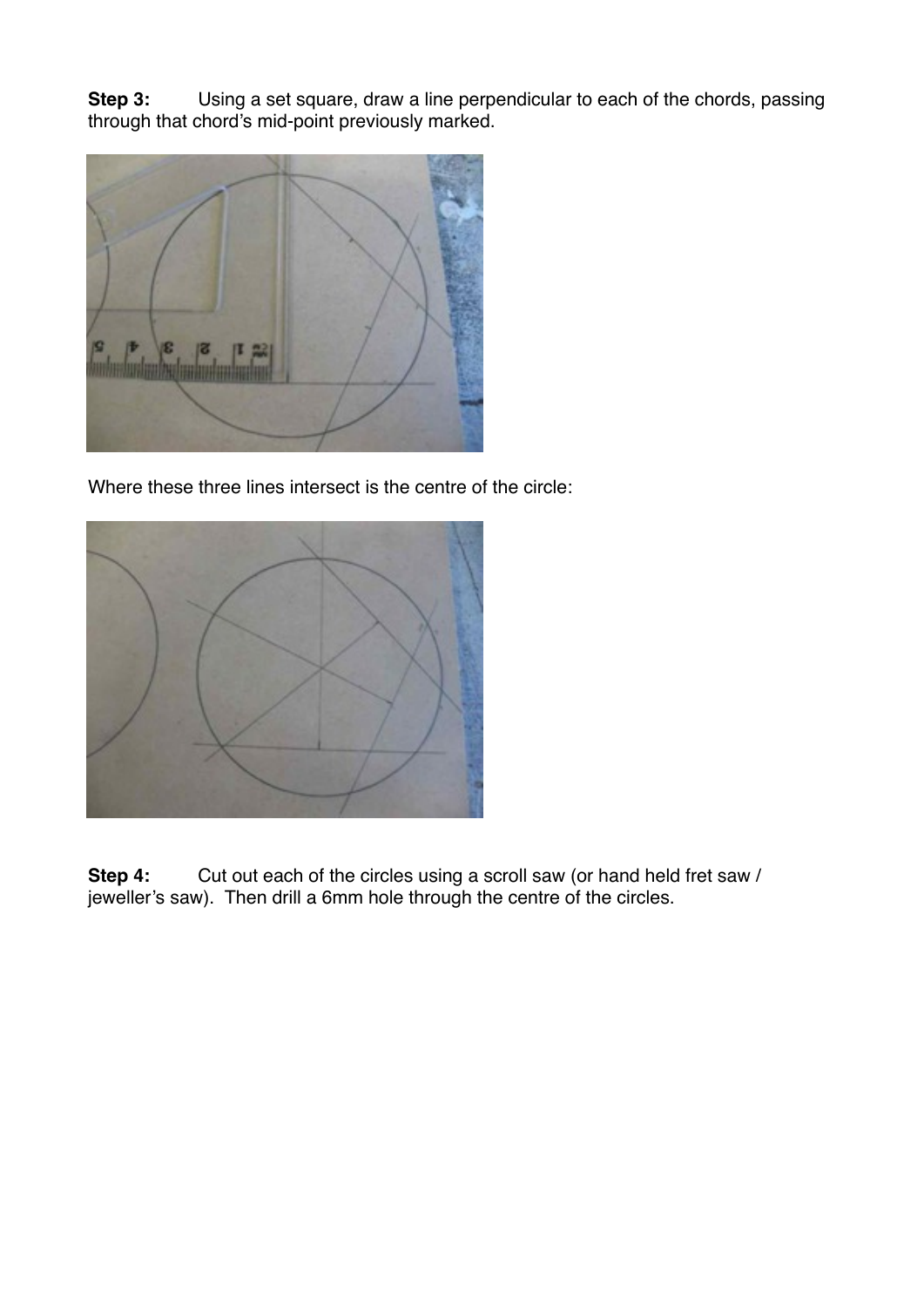**Step 3:** Using a set square, draw a line perpendicular to each of the chords, passing through that chord's mid-point previously marked.

Where these three lines intersect is the centre of the circle:

**Step 4:** Cut out each of the circles using a scroll saw (or hand held fret saw / jeweller's saw). Then drill a 6mm hole through the centre of the circles.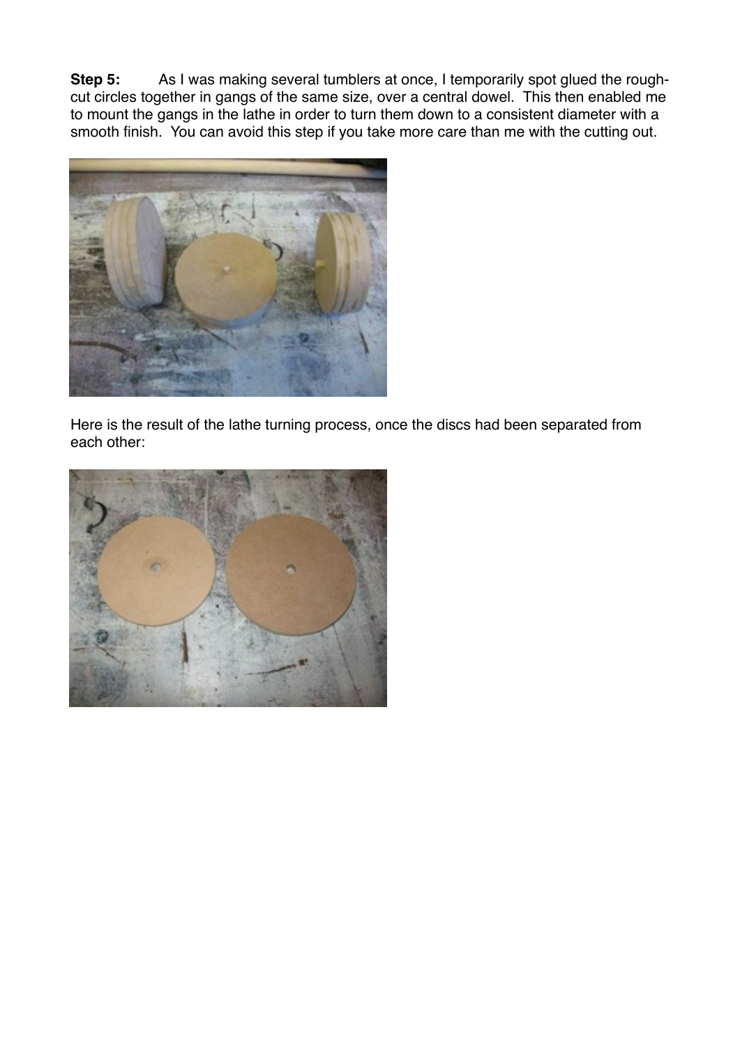**Step 5:** As I was making several tumblers at once, I temporarily spot glued the rough-cut circles together in gangs of the same size, over a central dowel. This then enabled me to mount the gangs in the lathe in order to turn them down to a consistent diameter with a smooth finish. You can avoid this step if you take more care than me with the cutting out.

Here is the result of the lathe turning process, once the discs had been separated from each other: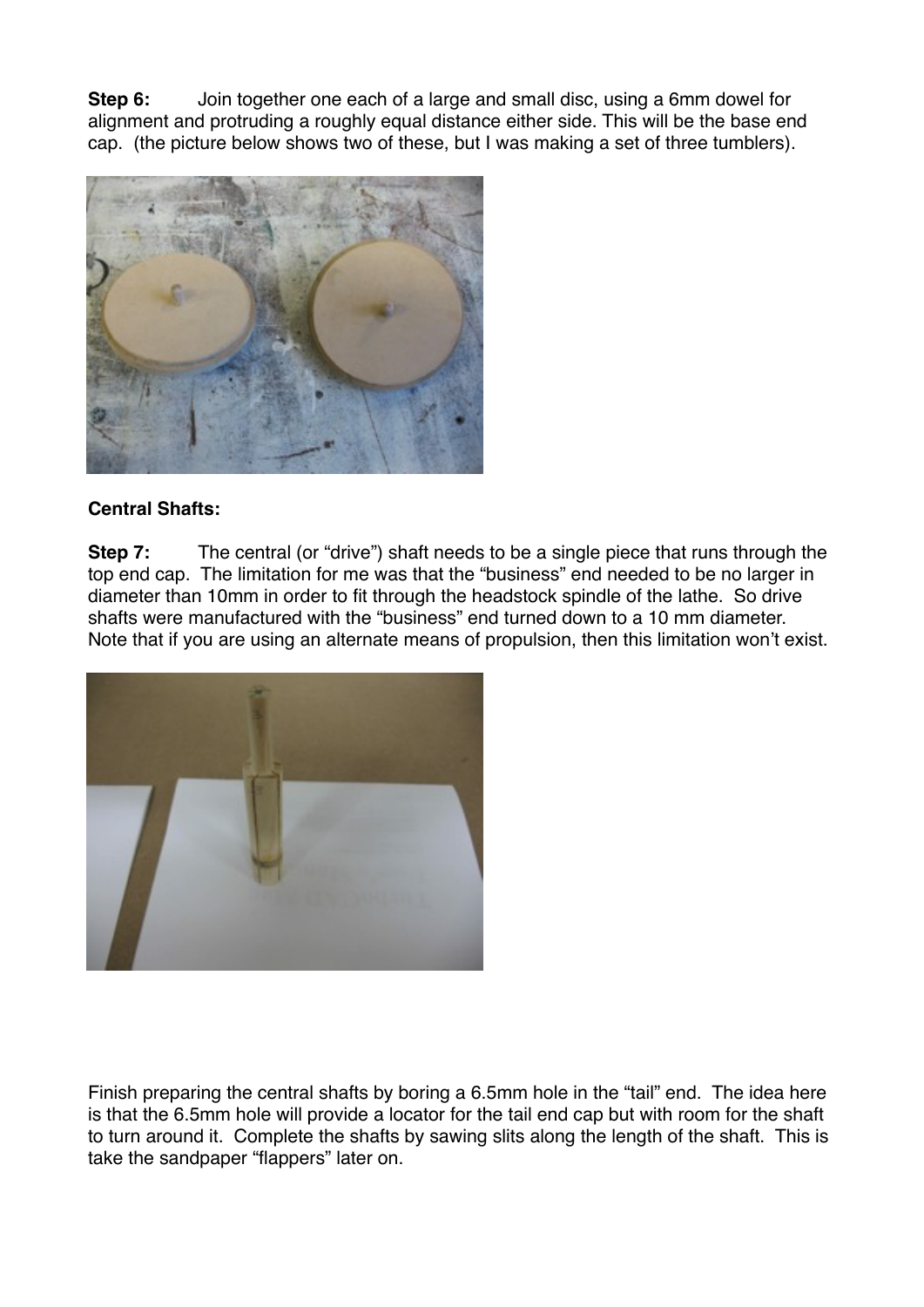**Step 6:** Join together one each of a large and small disc, using a 6mm dowel for alignment and protruding a roughly equal distance either side. This will be the base end cap. (the picture below shows two of these, but I was making a set of three tumblers).

**Central Shafts:**

**Step 7:** The central (or "drive") shaft needs to be a single piece that runs through the top end cap. The limitation for me was that the "business" end needed to be no larger in diameter than 10mm in order to fit through the headstock spindle of the lathe. So drive shafts were manufactured with the "business" end turned down to a 10 mm diameter. Note that if you are using an alternate means of propulsion, then this limitation won't exist.

Finish preparing the central shafts by boring a 6.5mm hole in the "tail" end. The idea here is that the 6.5mm hole will provide a locator for the tail end cap but with room for the shaft to turn around it. Complete the shafts by sawing slits along the length of the shaft. This is take the sandpaper "flappers" later on.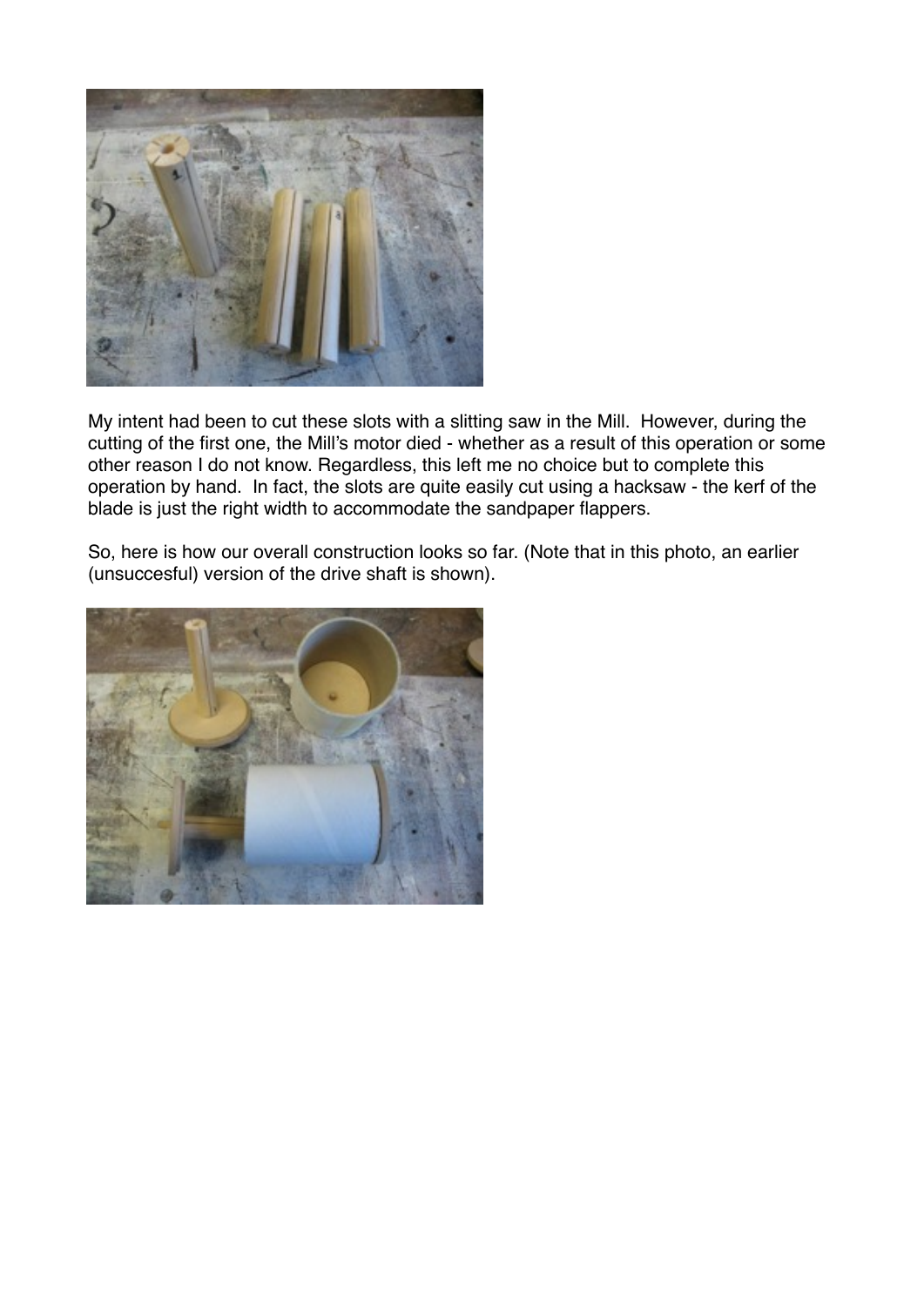My intent had been to cut these slots with a slitting saw in the Mill. However, during the cutting of the first one, the Mill's motor died - whether as a result of this operation or some other reason I do not know. Regardless, this left me no choice but to complete this operation by hand. In fact, the slots are quite easily cut using a hacksaw - the kerf of the blade is just the right width to accommodate the sandpaper flappers.

So, here is how our overall construction looks so far. (Note that in this photo, an earlier (unsuccesful) version of the drive shaft is shown).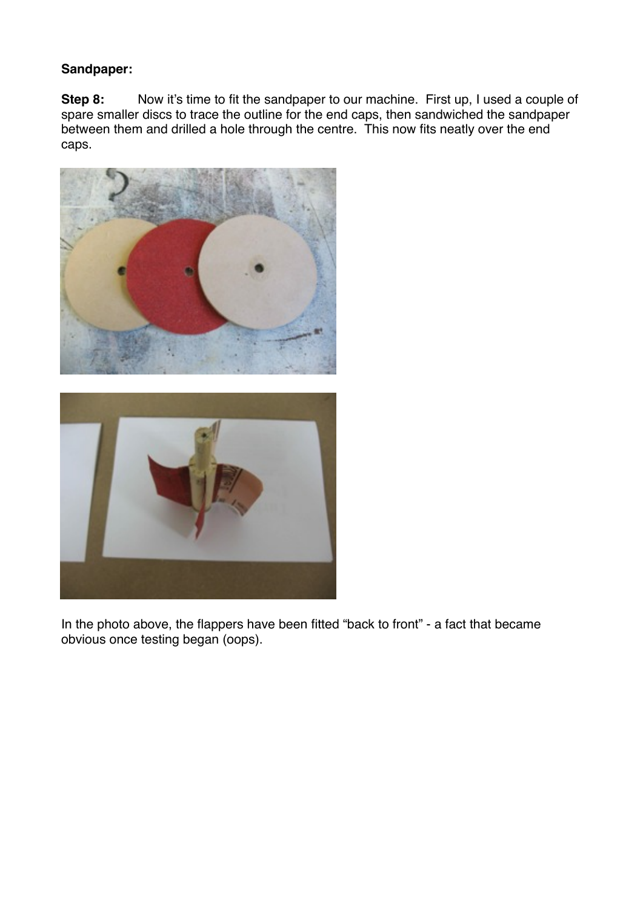**Sandpaper:**

**Step 8:** Now it's time to fit the sandpaper to our machine. First up, I used a couple of spare smaller discs to trace the outline for the end caps, then sandwiched the sandpaper between them and drilled a hole through the centre. This now fits neatly over the end caps.

In the photo above, the flappers have been fitted "back to front" - a fact that became obvious once testing began (oops).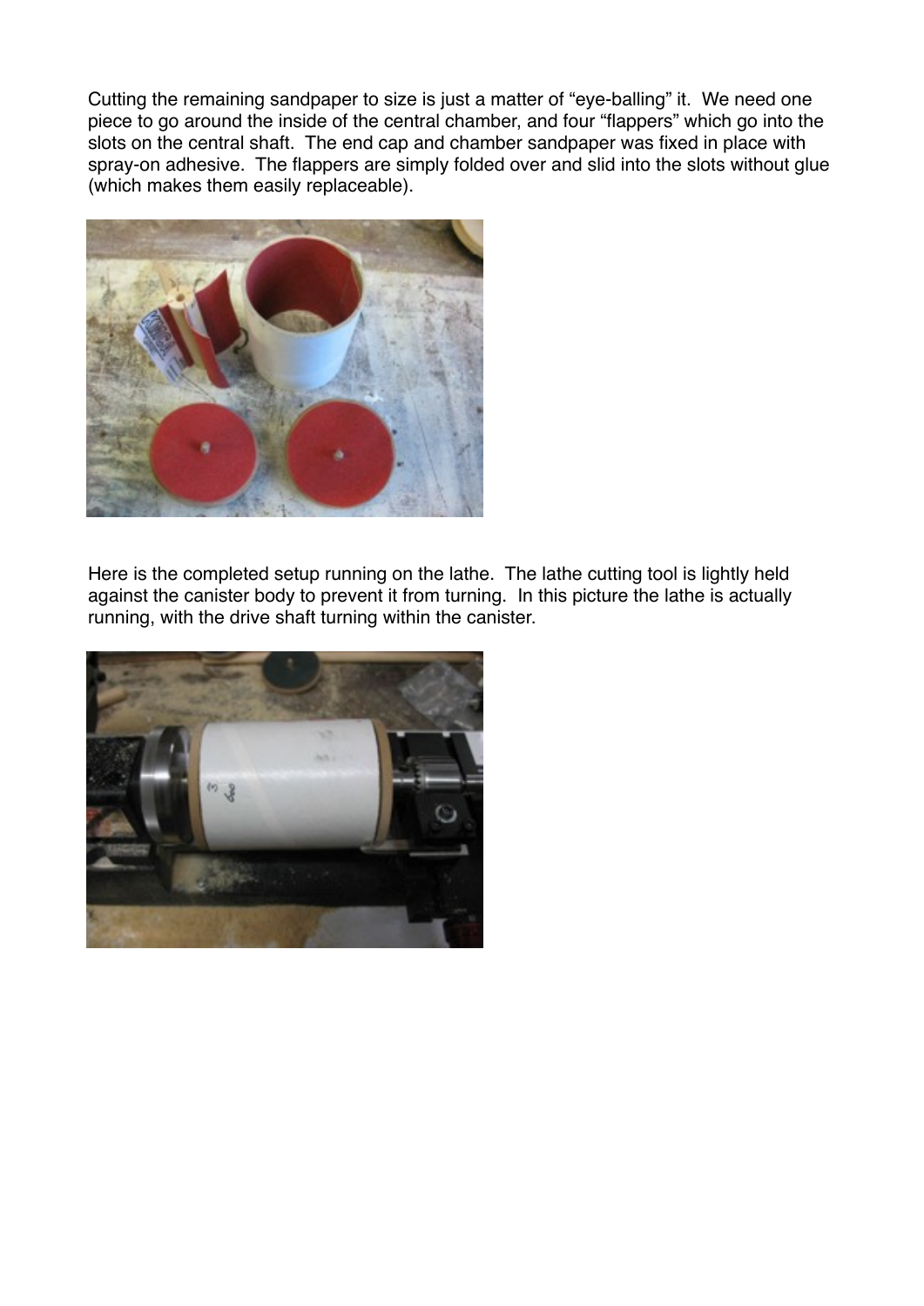Cutting the remaining sandpaper to size is just a matter of “eye-balling” it. We need one piece to go around the inside of the central chamber, and four “flappers” which go into the slots on the central shaft. The end cap and chamber sandpaper was fixed in place with spray-on adhesive. The flappers are simply folded over and slid into the slots without glue (which makes them easily replaceable).

Here is the completed setup running on the lathe. The lathe cutting tool is lightly held against the canister body to prevent it from turning. In this picture the lathe is actually running, with the drive shaft turning within the canister.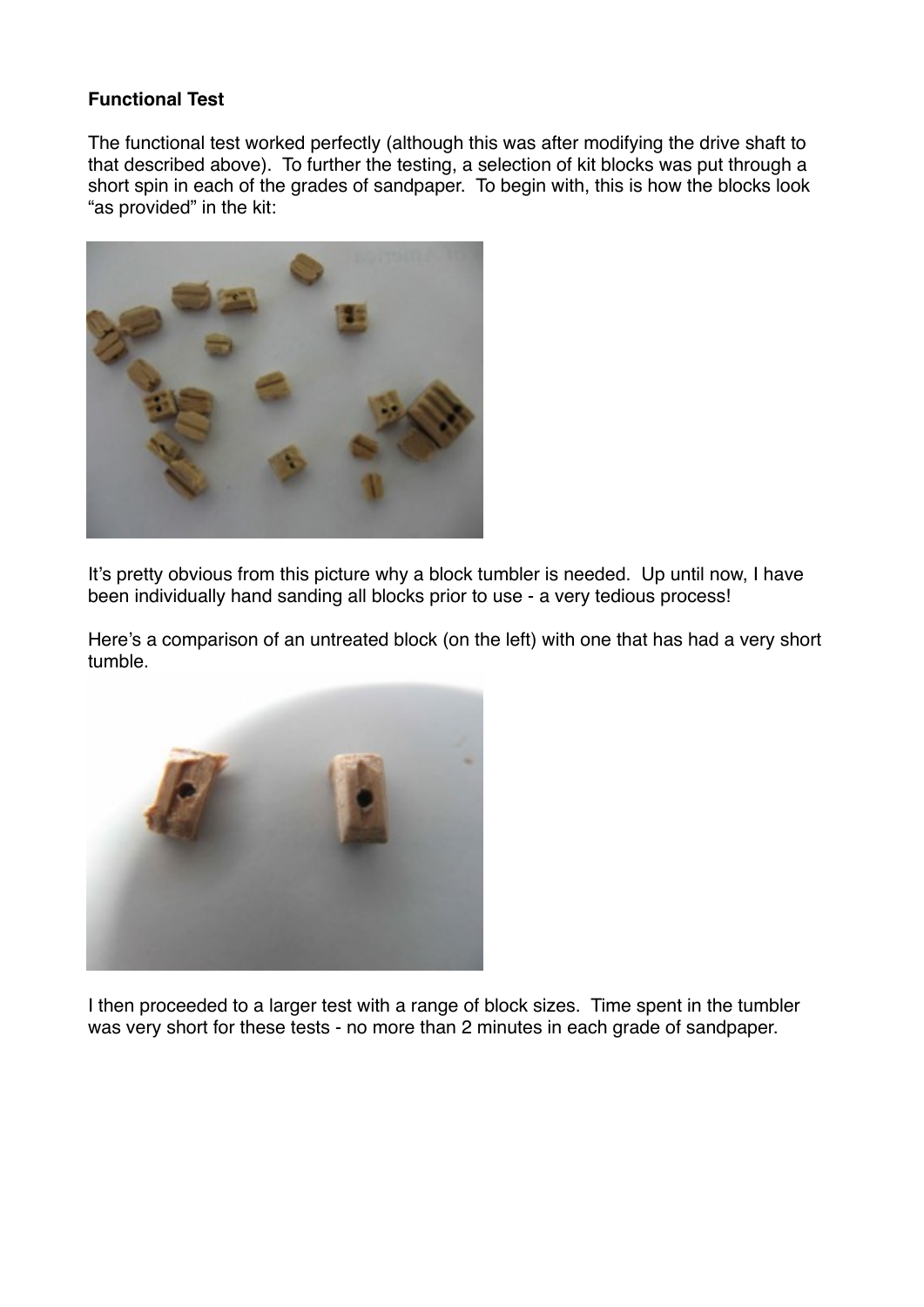**Functional Test**

The functional test worked perfectly (although this was after modifying the drive shaft to that described above). To further the testing, a selection of kit blocks was put through a short spin in each of the grades of sandpaper. To begin with, this is how the blocks look "as provided" in the kit:

It's pretty obvious from this picture why a block tumbler is needed. Up until now, I have been individually hand sanding all blocks prior to use - a very tedious process!

Here's a comparison of an untreated block (on the left) with one that has had a very short tumble.

I then proceeded to a larger test with a range of block sizes. Time spent in the tumbler was very short for these tests - no more than 2 minutes in each grade of sandpaper.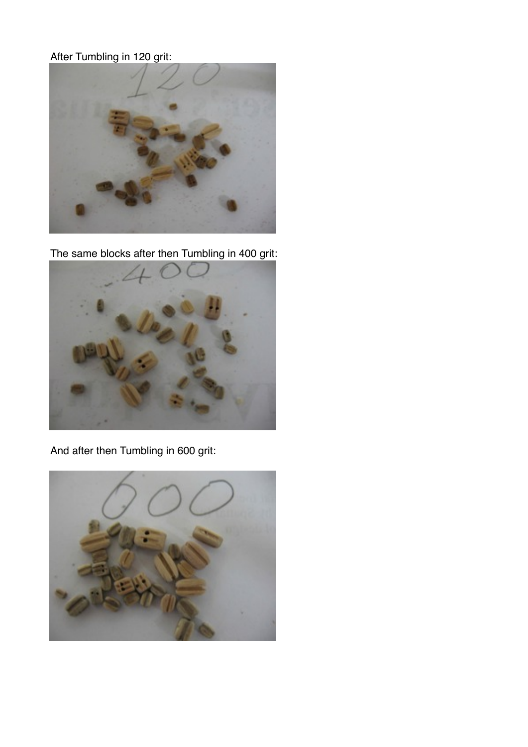After Tumbling in 120 grit:

The same blocks after then Tumbling in 400 grit:

And after then Tumbling in 600 grit: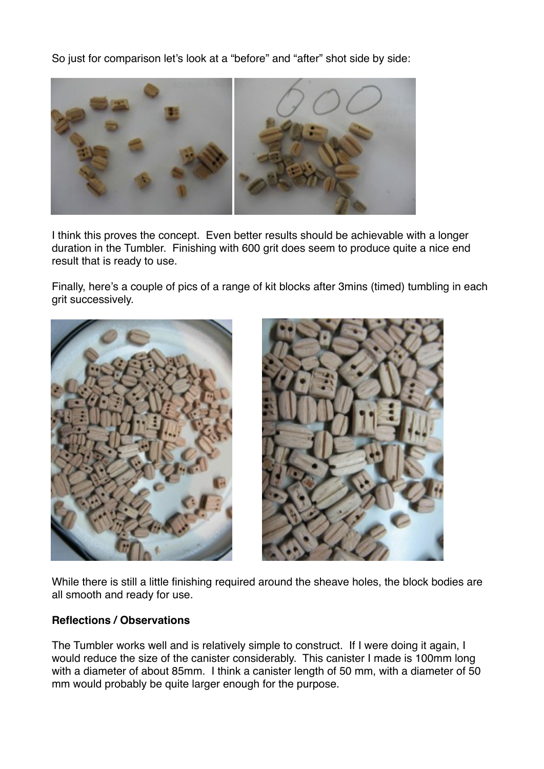So just for comparison let's look at a "before" and "after" shot side by side:

I think this proves the concept. Even better results should be achievable with a longer duration in the Tumbler. Finishing with 600 grit does seem to produce quite a nice end result that is ready to use.

Finally, here's a couple of pics of a range of kit blocks after 3mins (timed) tumbling in each grit successively.

While there is still a little finishing required around the sheave holes, the block bodies are all smooth and ready for use.

**Reflections / Observations**

The Tumbler works well and is relatively simple to construct. If I were doing it again, I would reduce the size of the canister considerably. This canister I made is 100mm long with a diameter of about 85mm. I think a canister length of 50 mm, with a diameter of 50 mm would probably be quite larger enough for the purpose.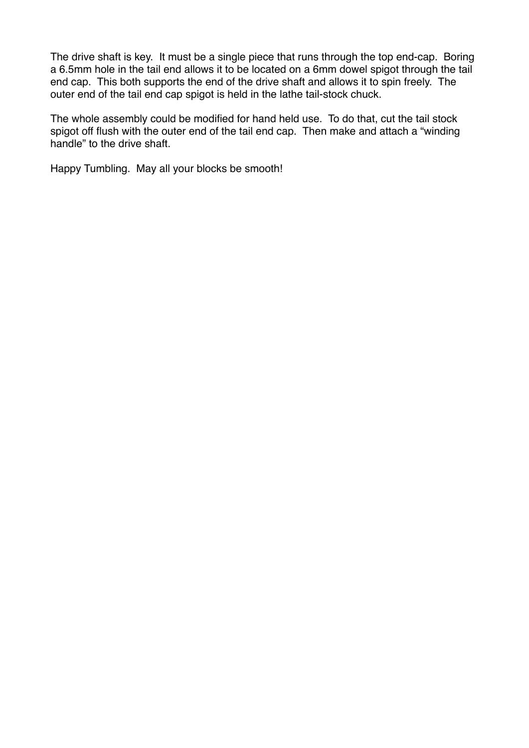The drive shaft is key. It must be a single piece that runs through the top end-cap. Boring a 6.5mm hole in the tail end allows it to be located on a 6mm dowel spigot through the tail end cap. This both supports the end of the drive shaft and allows it to spin freely. The outer end of the tail end cap spigot is held in the lathe tail-stock chuck.

The whole assembly could be modified for hand held use. To do that, cut the tail stock spigot off flush with the outer end of the tail end cap. Then make and attach a "winding handle" to the drive shaft.

Happy Tumbling. May all your blocks be smooth!